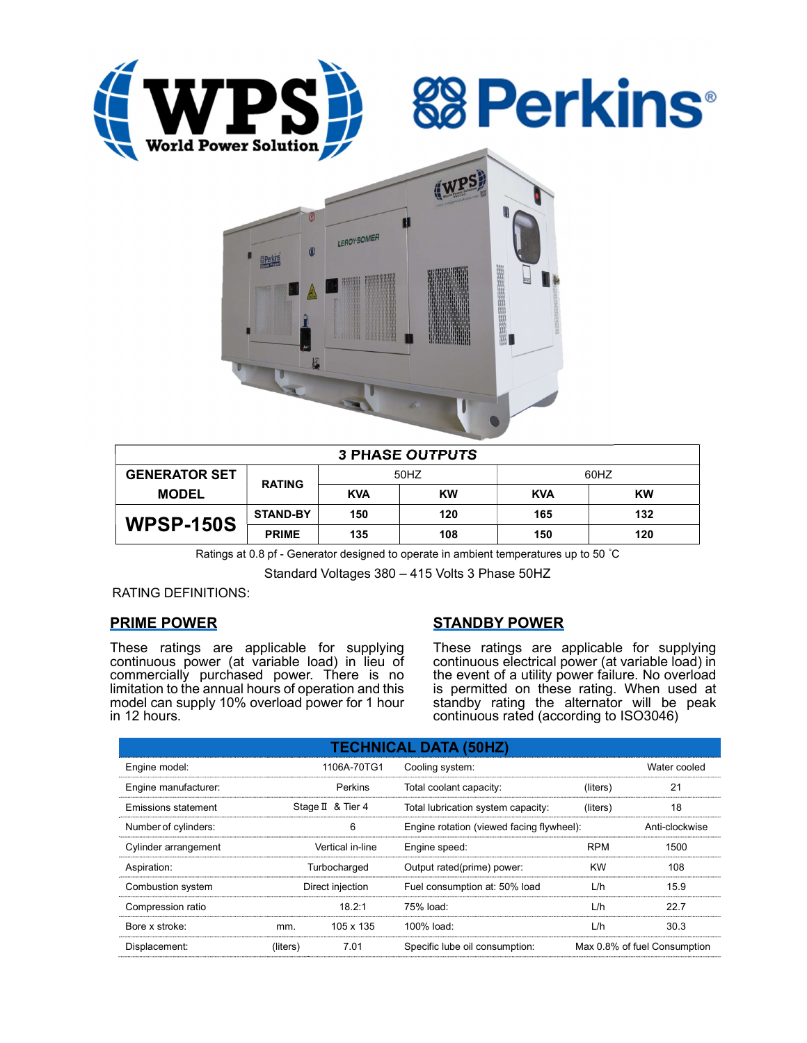## 3 PHASE OUTPUTS

| GENERATOR SET MODEL | RATING | 50HZ | | 60HZ | |
|---|---|---|---|---|---|
| | | KVA | KW | KVA | KW |
| **WPSP-150S** | STAND-BY | 150 | 120 | 165 | 132 |
| | PRIME | 135 | 108 | 150 | 120 |

Ratings at 0.8 pf - Generator designed to operate in ambient temperatures up to 50 ˚C

Standard Voltages 380 – 415 Volts 3 Phase 50HZ

RATING DEFINITIONS:

## PRIME POWER

These ratings are applicable for supplying continuous power (at variable load) in lieu of commercially purchased power. There is no limitation to the annual hours of operation and this model can supply 10% overload power for 1 hour in 12 hours.

## STANDBY POWER

These ratings are applicable for supplying continuous electrical power (at variable load) in the event of a utility power failure. No overload is permitted on these rating. When used at standby rating the alternator will be peak continuous rated (according to ISO3046)

## TECHNICAL DATA (50HZ)

| | | | | | |
|---|---|---|---|---|---|
| Engine model: | | 1106A-70TG1 | Cooling system: | | Water cooled |
| Engine manufacturer: | | Perkins | Total coolant capacity: | (liters) | 21 |
| Emissions statement | | Stage Ⅱ & Tier 4 | Total lubrication system capacity: | (liters) | 18 |
| Number of cylinders: | | 6 | Engine rotation (viewed facing flywheel): | | Anti-clockwise |
| Cylinder arrangement | | Vertical in-line | Engine speed: | RPM | 1500 |
| Aspiration: | | Turbocharged | Output rated(prime) power: | KW | 108 |
| Combustion system | | Direct injection | Fuel consumption at: 50% load | L/h | 15.9 |
| Compression ratio | | 18.2:1 | 75% load: | L/h | 22.7 |
| Bore x stroke: | mm. | 105 x 135 | 100% load: | L/h | 30.3 |
| Displacement: | (liters) | 7.01 | Specific lube oil consumption: | | Max 0.8% of fuel Consumption |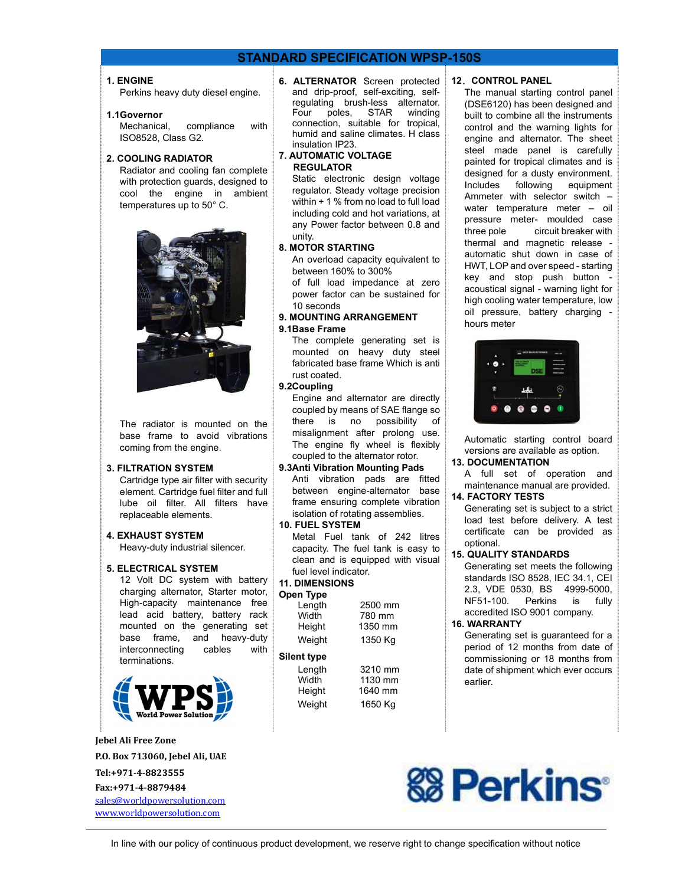# STANDARD SPECIFICATION WPSP-150S

## 1. ENGINE

Perkins heavy duty diesel engine.

### 1.1 Governor

Mechanical, compliance with ISO8528, Class G2.

## 2. COOLING RADIATOR

Radiator and cooling fan complete with protection guards, designed to cool the engine in ambient temperatures up to 50° C.

The radiator is mounted on the base frame to avoid vibrations coming from the engine.

## 3. FILTRATION SYSTEM

Cartridge type air filter with security element. Cartridge fuel filter and full lube oil filter. All filters have replaceable elements.

## 4. EXHAUST SYSTEM

Heavy-duty industrial silencer.

## 5. ELECTRICAL SYSTEM

12 Volt DC system with battery charging alternator, Starter motor, High-capacity maintenance free lead acid battery, battery rack mounted on the generating set base frame, and heavy-duty interconnecting cables with terminations.

## 6. ALTERNATOR

Screen protected and drip-proof, self-exciting, self-regulating brush-less alternator. Four poles, STAR winding connection, suitable for tropical, humid and saline climates. H class insulation IP23.

## 7. AUTOMATIC VOLTAGE REGULATOR

Static electronic design voltage regulator. Steady voltage precision within + 1 % from no load to full load including cold and hot variations, at any Power factor between 0.8 and unity.

## 8. MOTOR STARTING

An overload capacity equivalent to between 160% to 300% of full load impedance at zero power factor can be sustained for 10 seconds

## 9. MOUNTING ARRANGEMENT

### 9.1 Base Frame

The complete generating set is mounted on heavy duty steel fabricated base frame Which is anti rust coated.

### 9.2 Coupling

Engine and alternator are directly coupled by means of SAE flange so there is no possibility of misalignment after prolong use. The engine fly wheel is flexibly coupled to the alternator rotor.

### 9.3 Anti Vibration Mounting Pads

Anti vibration pads are fitted between engine-alternator base frame ensuring complete vibration isolation of rotating assemblies.

## 10. FUEL SYSTEM

Metal Fuel tank of 242 litres capacity. The fuel tank is easy to clean and is equipped with visual fuel level indicator.

## 11. DIMENSIONS

**Open Type**

| | |
|---|---|
| Length | 2500 mm |
| Width | 780 mm |
| Height | 1350 mm |
| Weight | 1350 Kg |

**Silent type**

| | |
|---|---|
| Length | 3210 mm |
| Width | 1130 mm |
| Height | 1640 mm |
| Weight | 1650 Kg |

## 12. CONTROL PANEL

The manual starting control panel (DSE6120) has been designed and built to combine all the instruments control and the warning lights for engine and alternator. The sheet steel made panel is carefully painted for tropical climates and is designed for a dusty environment. Includes following equipment Ammeter with selector switch – water temperature meter – oil pressure meter- moulded case three pole circuit breaker with thermal and magnetic release - automatic shut down in case of HWT, LOP and over speed - starting key and stop push button - acoustical signal - warning light for high cooling water temperature, low oil pressure, battery charging - hours meter

Automatic starting control board versions are available as option.

## 13. DOCUMENTATION

A full set of operation and maintenance manual are provided.

## 14. FACTORY TESTS

Generating set is subject to a strict load test before delivery. A test certificate can be provided as optional.

## 15. QUALITY STANDARDS

Generating set meets the following standards ISO 8528, IEC 34.1, CEI 2.3, VDE 0530, BS 4999-5000, NF51-100. Perkins is fully accredited ISO 9001 company.

## 16. WARRANTY

Generating set is guaranteed for a period of 12 months from date of commissioning or 18 months from date of shipment which ever occurs earlier.

WPS World Power Solution

**Jebel Ali Free Zone**
**P.O. Box 713060, Jebel Ali, UAE**
**Tel:+971-4-8823555**
**Fax:+971-4-8879484**
sales@worldpowersolution.com
www.worldpowersolution.com

Perkins

In line with our policy of continuous product development, we reserve right to change specification without notice